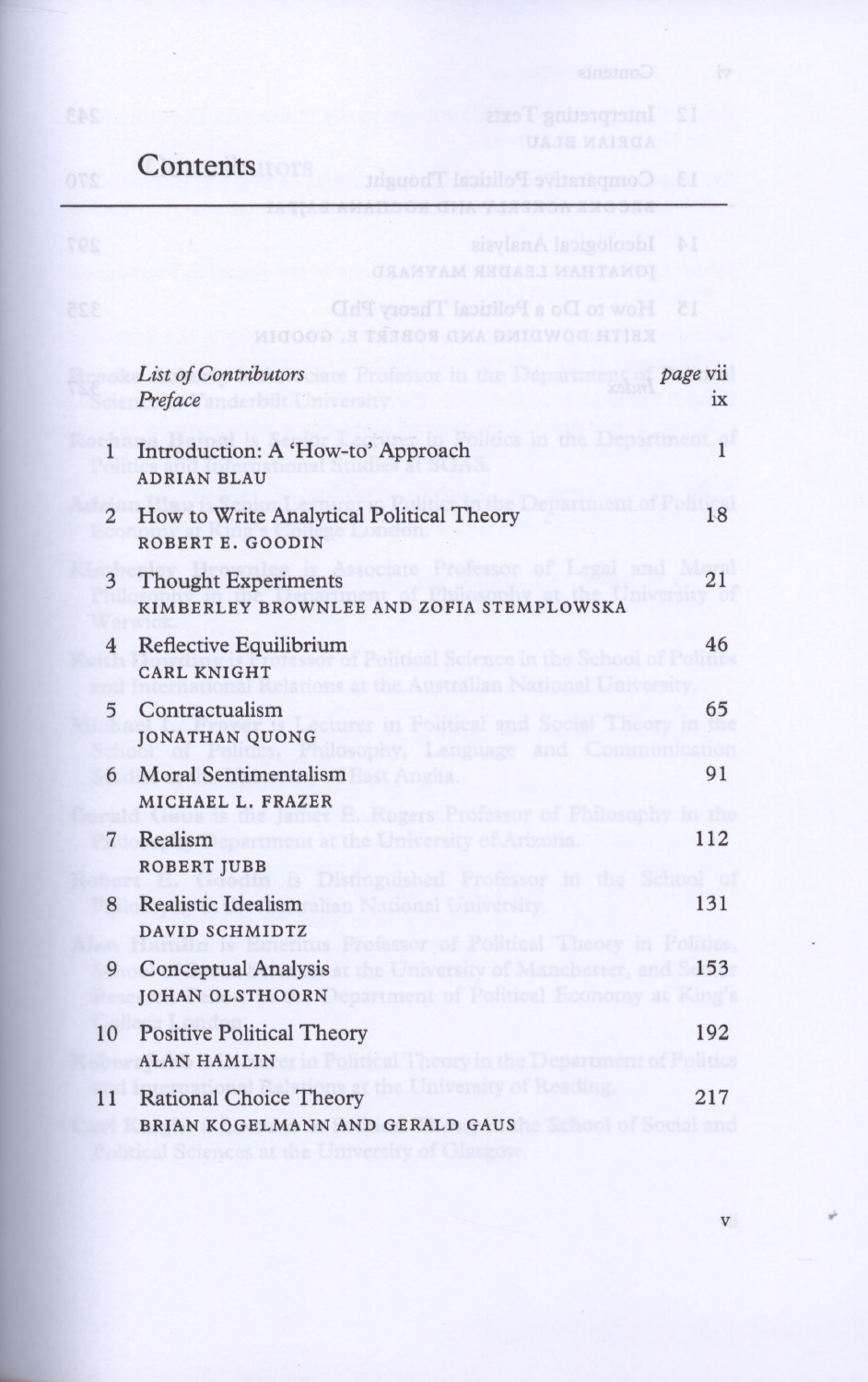# Contents

| | | |
|---|---|---|
| | *List of Contributors* | *page* vii |
| | *Preface* | ix |
| 1 | Introduction: A 'How-to' Approach<br>ADRIAN BLAU | 1 |
| 2 | How to Write Analytical Political Theory<br>ROBERT E. GOODIN | 18 |
| 3 | Thought Experiments<br>KIMBERLEY BROWNLEE AND ZOFIA STEMPLOWSKA | 21 |
| 4 | Reflective Equilibrium<br>CARL KNIGHT | 46 |
| 5 | Contractualism<br>JONATHAN QUONG | 65 |
| 6 | Moral Sentimentalism<br>MICHAEL L. FRAZER | 91 |
| 7 | Realism<br>ROBERT JUBB | 112 |
| 8 | Realistic Idealism<br>DAVID SCHMIDTZ | 131 |
| 9 | Conceptual Analysis<br>JOHAN OLSTHOORN | 153 |
| 10 | Positive Political Theory<br>ALAN HAMLIN | 192 |
| 11 | Rational Choice Theory<br>BRIAN KOGELMANN AND GERALD GAUS | 217 |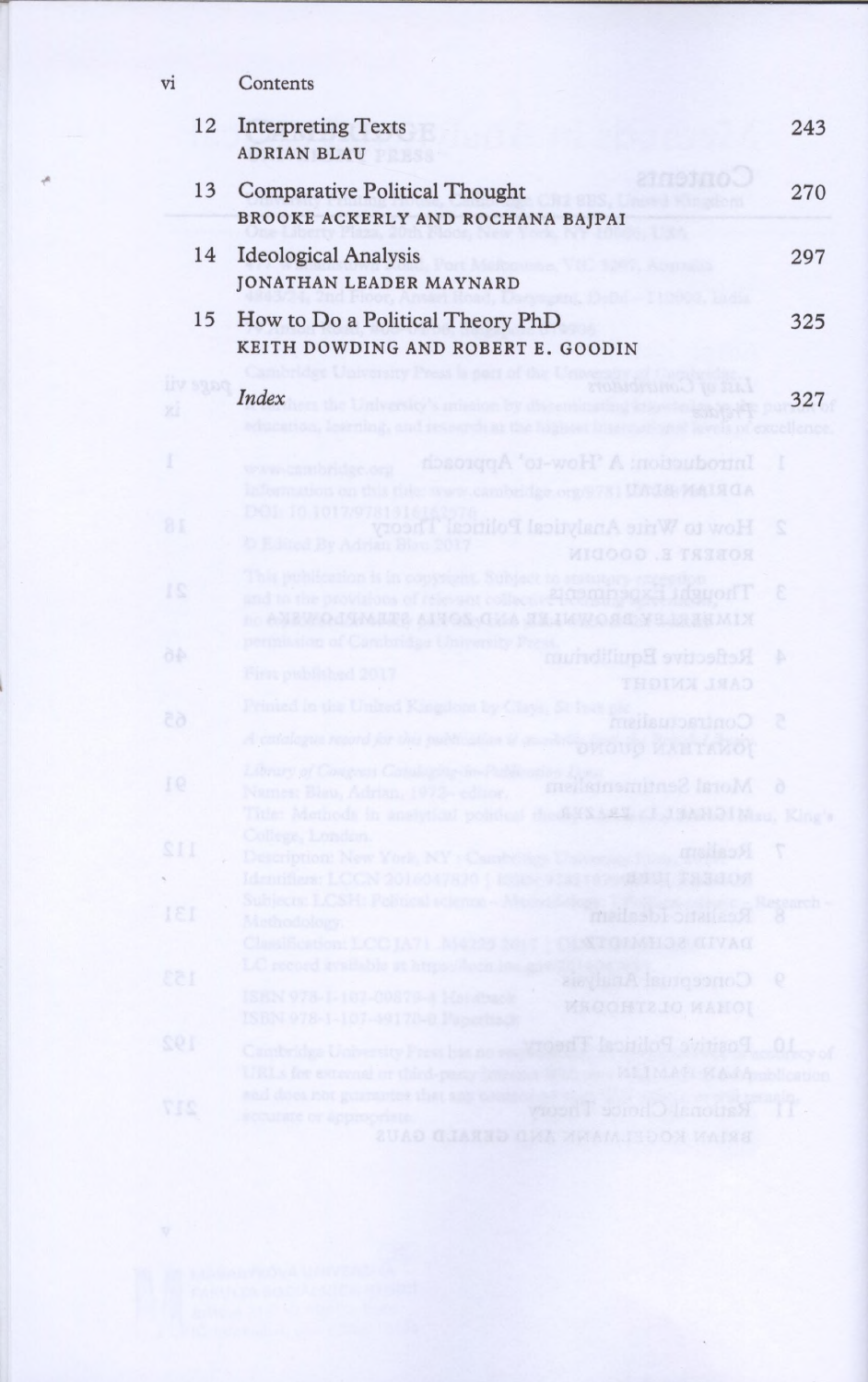| | | |
|---|---|---|
| 12 | Interpreting Texts<br>ADRIAN BLAU | 243 |
| 13 | Comparative Political Thought<br>BROOKE ACKERLY AND ROCHANA BAJPAI | 270 |
| 14 | Ideological Analysis<br>JONATHAN LEADER MAYNARD | 297 |
| 15 | How to Do a Political Theory PhD<br>KEITH DOWDING AND ROBERT E. GOODIN | 325 |
| | *Index* | 327 |